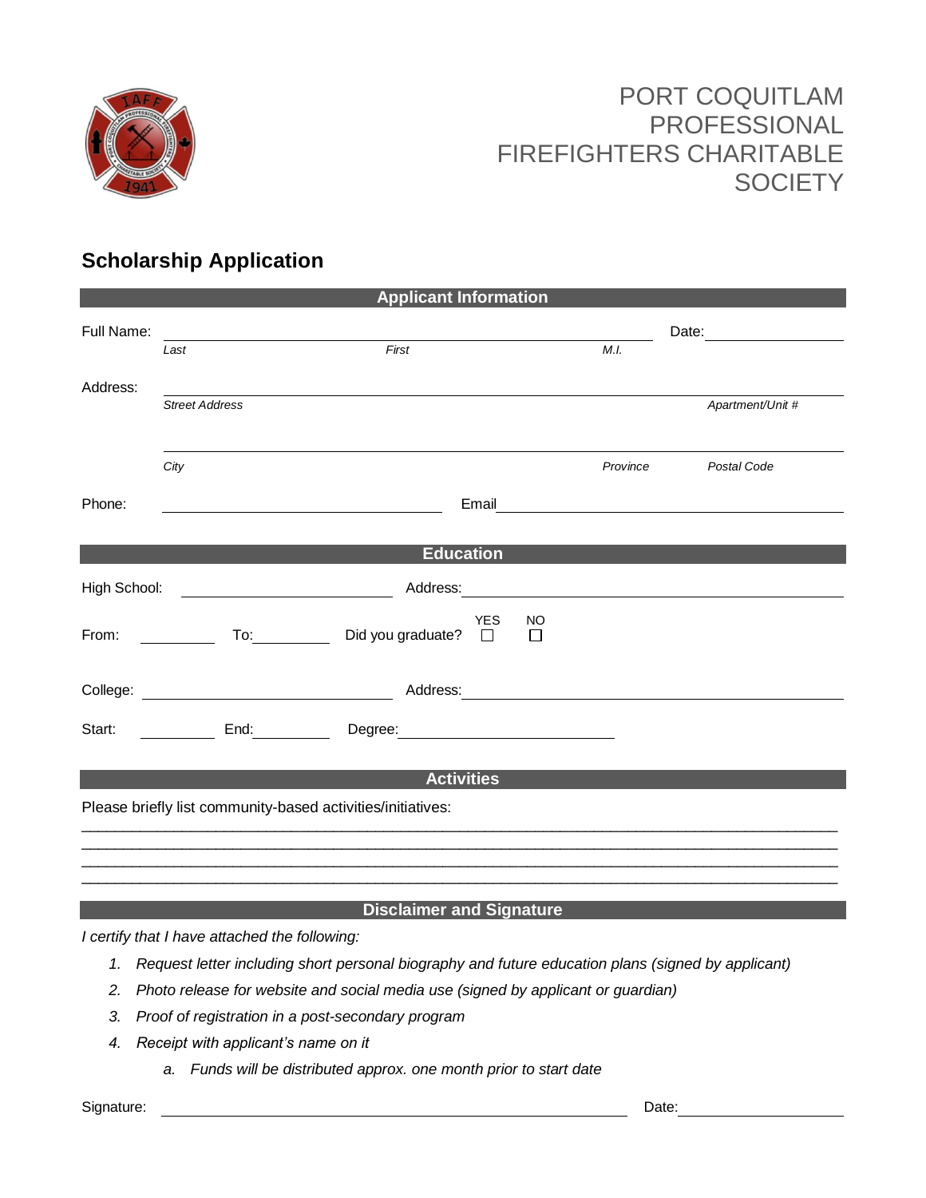# PORT COQUITLAM PROFESSIONAL FIREFIGHTERS CHARITABLE SOCIETY

## Scholarship Application

### Applicant Information

Full Name: ______________________________________________ Date: ____________

*Last* *First* *M.I.*

Address: ______________________________________________

*Street Address* *Apartment/Unit #*

______________________________________________

*City* *Province* *Postal Code*

Phone: ____________________ Email ____________________

### Education

High School: ____________________ Address: ____________________

From: __________ To: __________ Did you graduate? YES ☐ NO ☐

College: ____________________ Address: ____________________

Start: __________ End: __________ Degree: ____________________

### Activities

Please briefly list community-based activities/initiatives:

______________________________________________________________________________

______________________________________________________________________________

______________________________________________________________________________

______________________________________________________________________________

### Disclaimer and Signature

*I certify that I have attached the following:*

1. *Request letter including short personal biography and future education plans (signed by applicant)*
2. *Photo release for website and social media use (signed by applicant or guardian)*
3. *Proof of registration in a post-secondary program*
4. *Receipt with applicant's name on it*
   a. *Funds will be distributed approx. one month prior to start date*

Signature: ______________________________________________ Date: ____________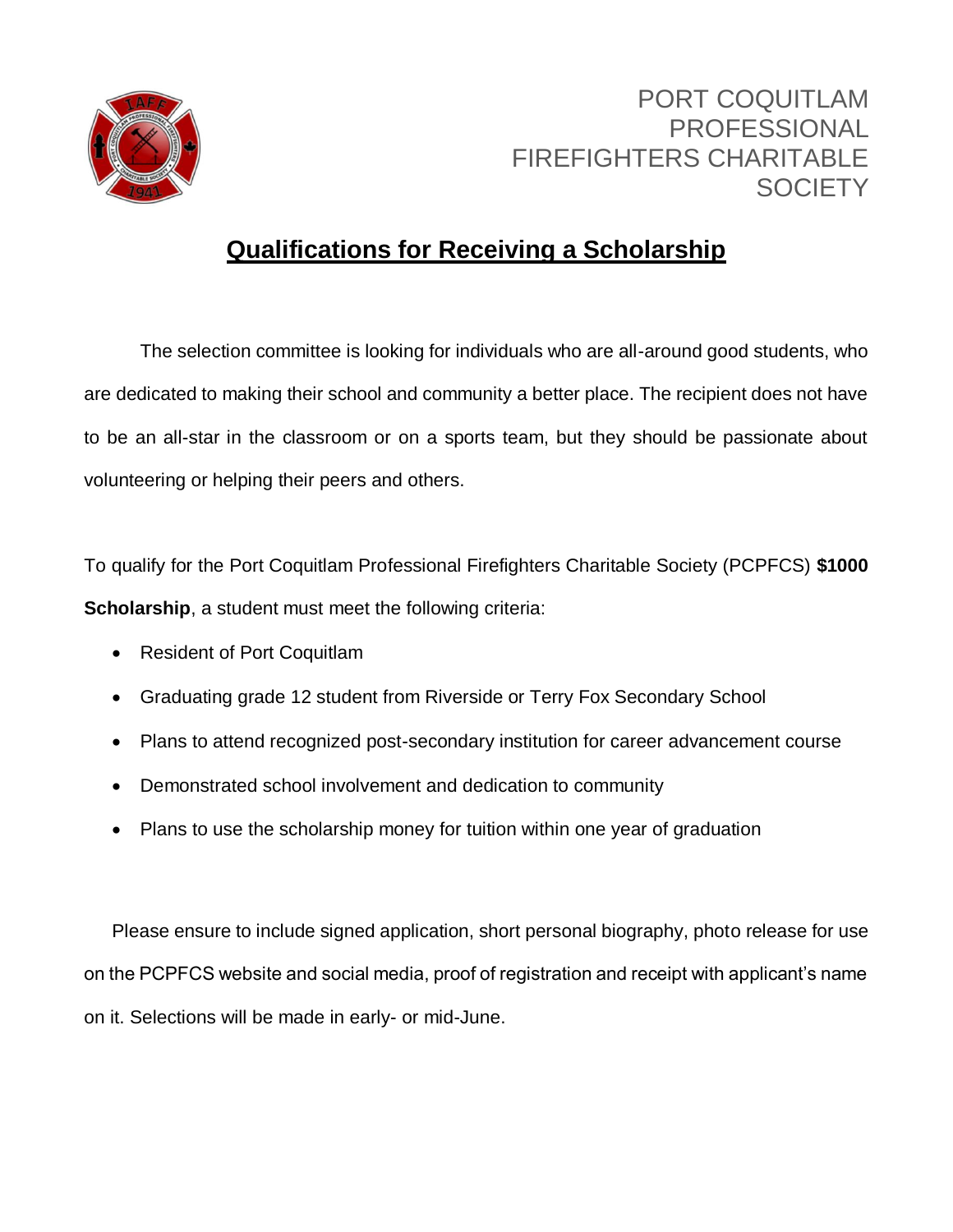PORT COQUITLAM PROFESSIONAL FIREFIGHTERS CHARITABLE SOCIETY

## Qualifications for Receiving a Scholarship

The selection committee is looking for individuals who are all-around good students, who are dedicated to making their school and community a better place. The recipient does not have to be an all-star in the classroom or on a sports team, but they should be passionate about volunteering or helping their peers and others.

To qualify for the Port Coquitlam Professional Firefighters Charitable Society (PCPFCS) **$1000 Scholarship**, a student must meet the following criteria:

- Resident of Port Coquitlam
- Graduating grade 12 student from Riverside or Terry Fox Secondary School
- Plans to attend recognized post-secondary institution for career advancement course
- Demonstrated school involvement and dedication to community
- Plans to use the scholarship money for tuition within one year of graduation

Please ensure to include signed application, short personal biography, photo release for use on the PCPFCS website and social media, proof of registration and receipt with applicant's name on it. Selections will be made in early- or mid-June.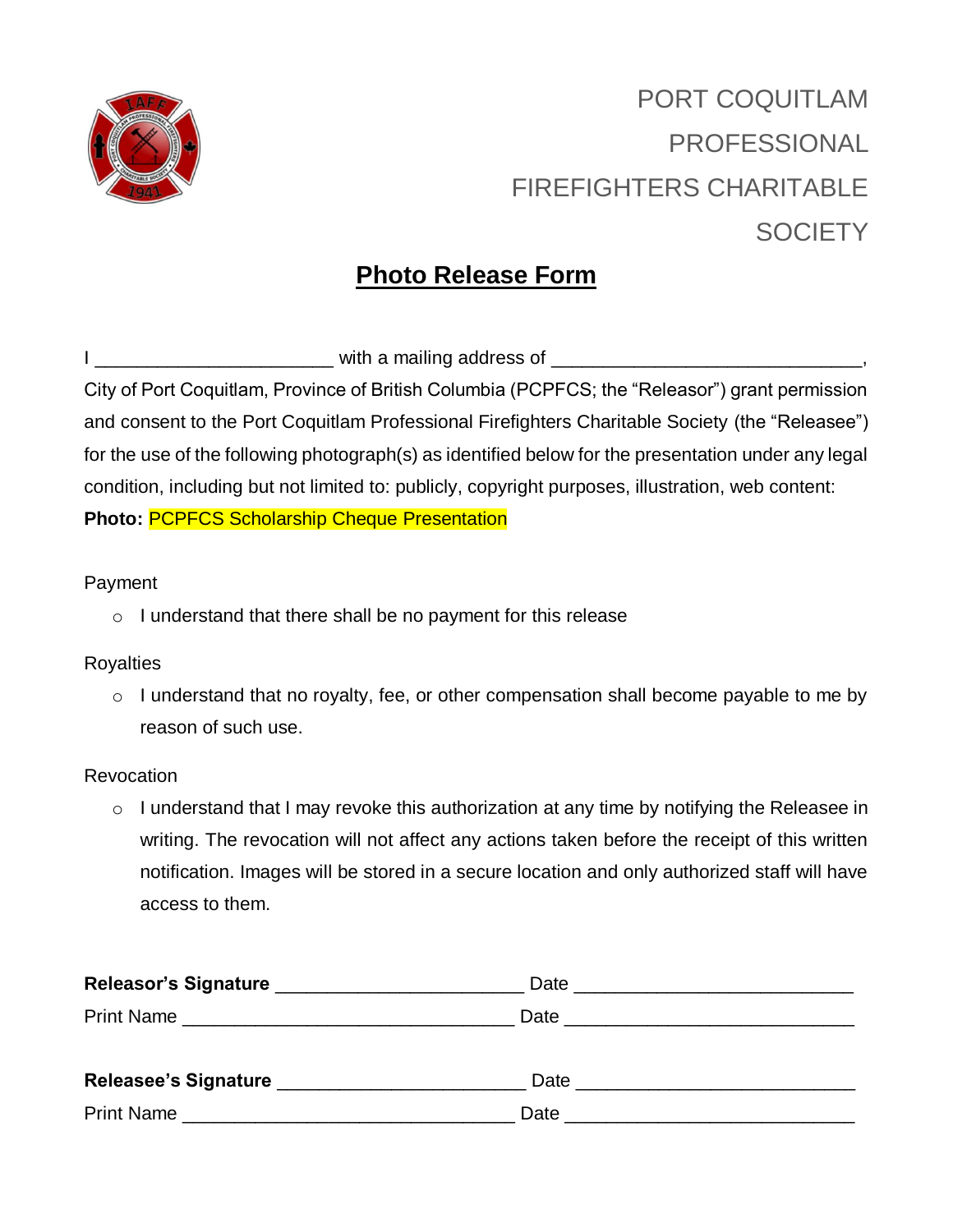PORT COQUITLAM
PROFESSIONAL
FIREFIGHTERS CHARITABLE
SOCIETY

# Photo Release Form

I ______________________ with a mailing address of _____________________________, City of Port Coquitlam, Province of British Columbia (PCPFCS; the "Releasor") grant permission and consent to the Port Coquitlam Professional Firefighters Charitable Society (the "Releasee") for the use of the following photograph(s) as identified below for the presentation under any legal condition, including but not limited to: publicly, copyright purposes, illustration, web content:

**Photo:** PCPFCS Scholarship Cheque Presentation

Payment

- I understand that there shall be no payment for this release

Royalties

- I understand that no royalty, fee, or other compensation shall become payable to me by reason of such use.

Revocation

- I understand that I may revoke this authorization at any time by notifying the Releasee in writing. The revocation will not affect any actions taken before the receipt of this written notification. Images will be stored in a secure location and only authorized staff will have access to them.

**Releasor's Signature** _______________________ Date __________________________

Print Name _______________________________ Date ___________________________

**Releasee's Signature** _______________________ Date __________________________

Print Name _______________________________ Date ___________________________